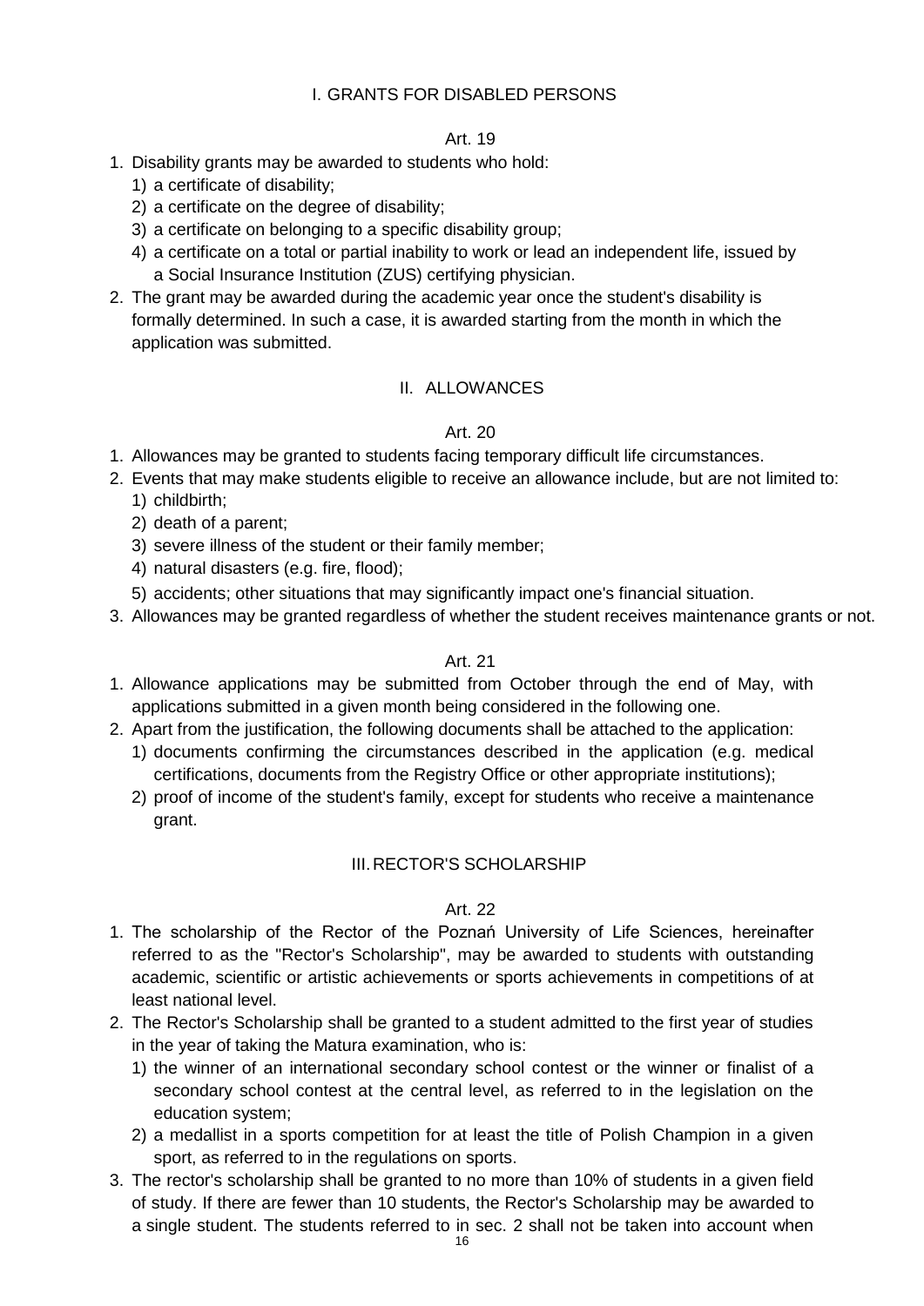## I. GRANTS FOR DISABLED PERSONS

### Art. 19

1. Disability grants may be awarded to students who hold:
   1) a certificate of disability;
   2) a certificate on the degree of disability;
   3) a certificate on belonging to a specific disability group;
   4) a certificate on a total or partial inability to work or lead an independent life, issued by a Social Insurance Institution (ZUS) certifying physician.
2. The grant may be awarded during the academic year once the student's disability is formally determined. In such a case, it is awarded starting from the month in which the application was submitted.

## II. ALLOWANCES

### Art. 20

1. Allowances may be granted to students facing temporary difficult life circumstances.
2. Events that may make students eligible to receive an allowance include, but are not limited to:
   1) childbirth;
   2) death of a parent;
   3) severe illness of the student or their family member;
   4) natural disasters (e.g. fire, flood);
   5) accidents; other situations that may significantly impact one's financial situation.
3. Allowances may be granted regardless of whether the student receives maintenance grants or not.

### Art. 21

1. Allowance applications may be submitted from October through the end of May, with applications submitted in a given month being considered in the following one.
2. Apart from the justification, the following documents shall be attached to the application:
   1) documents confirming the circumstances described in the application (e.g. medical certifications, documents from the Registry Office or other appropriate institutions);
   2) proof of income of the student's family, except for students who receive a maintenance grant.

## III. RECTOR'S SCHOLARSHIP

### Art. 22

1. The scholarship of the Rector of the Poznań University of Life Sciences, hereinafter referred to as the "Rector's Scholarship", may be awarded to students with outstanding academic, scientific or artistic achievements or sports achievements in competitions of at least national level.
2. The Rector's Scholarship shall be granted to a student admitted to the first year of studies in the year of taking the Matura examination, who is:
   1) the winner of an international secondary school contest or the winner or finalist of a secondary school contest at the central level, as referred to in the legislation on the education system;
   2) a medallist in a sports competition for at least the title of Polish Champion in a given sport, as referred to in the regulations on sports.
3. The rector's scholarship shall be granted to no more than 10% of students in a given field of study. If there are fewer than 10 students, the Rector's Scholarship may be awarded to a single student. The students referred to in sec. 2 shall not be taken into account when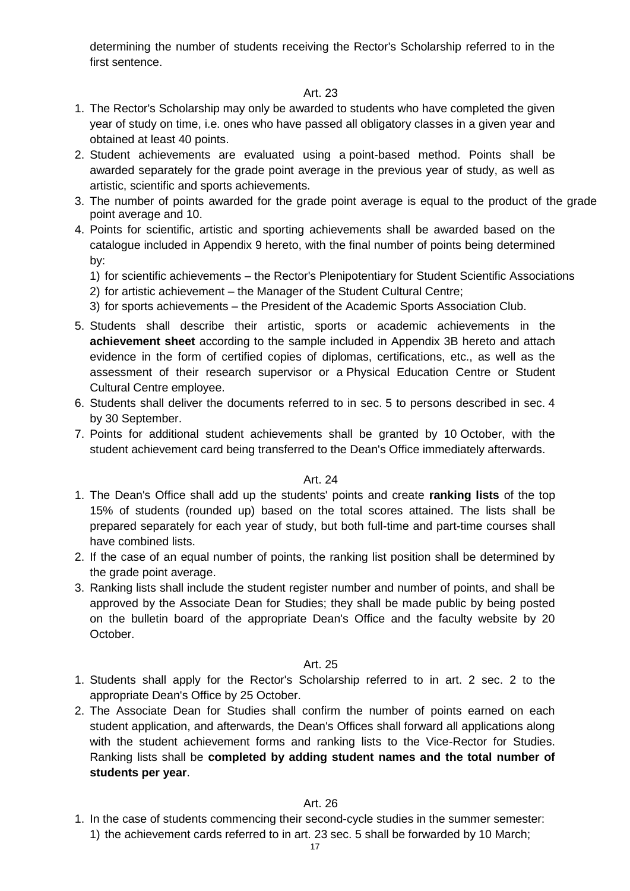determining the number of students receiving the Rector's Scholarship referred to in the first sentence.

Art. 23

1. The Rector's Scholarship may only be awarded to students who have completed the given year of study on time, i.e. ones who have passed all obligatory classes in a given year and obtained at least 40 points.
2. Student achievements are evaluated using a point-based method. Points shall be awarded separately for the grade point average in the previous year of study, as well as artistic, scientific and sports achievements.
3. The number of points awarded for the grade point average is equal to the product of the grade point average and 10.
4. Points for scientific, artistic and sporting achievements shall be awarded based on the catalogue included in Appendix 9 hereto, with the final number of points being determined by:
   1) for scientific achievements – the Rector's Plenipotentiary for Student Scientific Associations
   2) for artistic achievement – the Manager of the Student Cultural Centre;
   3) for sports achievements – the President of the Academic Sports Association Club.
5. Students shall describe their artistic, sports or academic achievements in the **achievement sheet** according to the sample included in Appendix 3B hereto and attach evidence in the form of certified copies of diplomas, certifications, etc., as well as the assessment of their research supervisor or a Physical Education Centre or Student Cultural Centre employee.
6. Students shall deliver the documents referred to in sec. 5 to persons described in sec. 4 by 30 September.
7. Points for additional student achievements shall be granted by 10 October, with the student achievement card being transferred to the Dean's Office immediately afterwards.

Art. 24

1. The Dean's Office shall add up the students' points and create **ranking lists** of the top 15% of students (rounded up) based on the total scores attained. The lists shall be prepared separately for each year of study, but both full-time and part-time courses shall have combined lists.
2. If the case of an equal number of points, the ranking list position shall be determined by the grade point average.
3. Ranking lists shall include the student register number and number of points, and shall be approved by the Associate Dean for Studies; they shall be made public by being posted on the bulletin board of the appropriate Dean's Office and the faculty website by 20 October.

Art. 25

1. Students shall apply for the Rector's Scholarship referred to in art. 2 sec. 2 to the appropriate Dean's Office by 25 October.
2. The Associate Dean for Studies shall confirm the number of points earned on each student application, and afterwards, the Dean's Offices shall forward all applications along with the student achievement forms and ranking lists to the Vice-Rector for Studies. Ranking lists shall be **completed by adding student names and the total number of students per year**.

Art. 26

1. In the case of students commencing their second-cycle studies in the summer semester:
   1) the achievement cards referred to in art. 23 sec. 5 shall be forwarded by 10 March;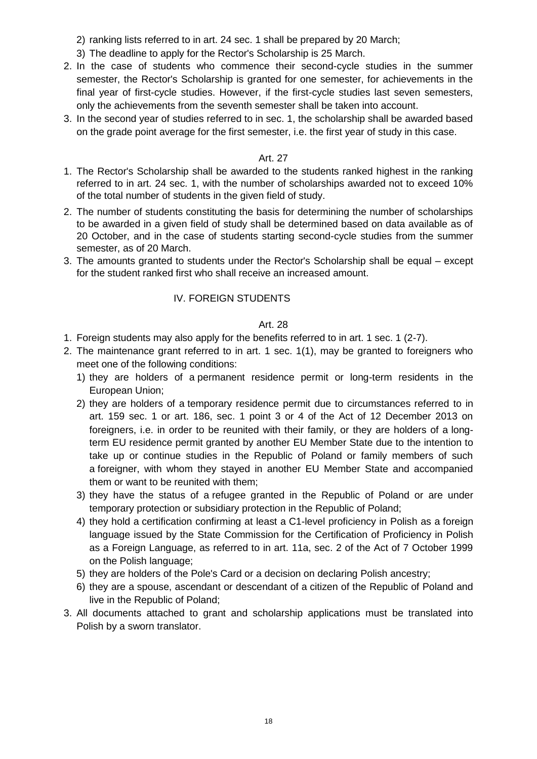2) ranking lists referred to in art. 24 sec. 1 shall be prepared by 20 March;
3) The deadline to apply for the Rector's Scholarship is 25 March.

2. In the case of students who commence their second-cycle studies in the summer semester, the Rector's Scholarship is granted for one semester, for achievements in the final year of first-cycle studies. However, if the first-cycle studies last seven semesters, only the achievements from the seventh semester shall be taken into account.
3. In the second year of studies referred to in sec. 1, the scholarship shall be awarded based on the grade point average for the first semester, i.e. the first year of study in this case.

### Art. 27

1. The Rector's Scholarship shall be awarded to the students ranked highest in the ranking referred to in art. 24 sec. 1, with the number of scholarships awarded not to exceed 10% of the total number of students in the given field of study.
2. The number of students constituting the basis for determining the number of scholarships to be awarded in a given field of study shall be determined based on data available as of 20 October, and in the case of students starting second-cycle studies from the summer semester, as of 20 March.
3. The amounts granted to students under the Rector's Scholarship shall be equal – except for the student ranked first who shall receive an increased amount.

## IV. FOREIGN STUDENTS

### Art. 28

1. Foreign students may also apply for the benefits referred to in art. 1 sec. 1 (2-7).
2. The maintenance grant referred to in art. 1 sec. 1(1), may be granted to foreigners who meet one of the following conditions:
   1) they are holders of a permanent residence permit or long-term residents in the European Union;
   2) they are holders of a temporary residence permit due to circumstances referred to in art. 159 sec. 1 or art. 186, sec. 1 point 3 or 4 of the Act of 12 December 2013 on foreigners, i.e. in order to be reunited with their family, or they are holders of a long-term EU residence permit granted by another EU Member State due to the intention to take up or continue studies in the Republic of Poland or family members of such a foreigner, with whom they stayed in another EU Member State and accompanied them or want to be reunited with them;
   3) they have the status of a refugee granted in the Republic of Poland or are under temporary protection or subsidiary protection in the Republic of Poland;
   4) they hold a certification confirming at least a C1-level proficiency in Polish as a foreign language issued by the State Commission for the Certification of Proficiency in Polish as a Foreign Language, as referred to in art. 11a, sec. 2 of the Act of 7 October 1999 on the Polish language;
   5) they are holders of the Pole's Card or a decision on declaring Polish ancestry;
   6) they are a spouse, ascendant or descendant of a citizen of the Republic of Poland and live in the Republic of Poland;
3. All documents attached to grant and scholarship applications must be translated into Polish by a sworn translator.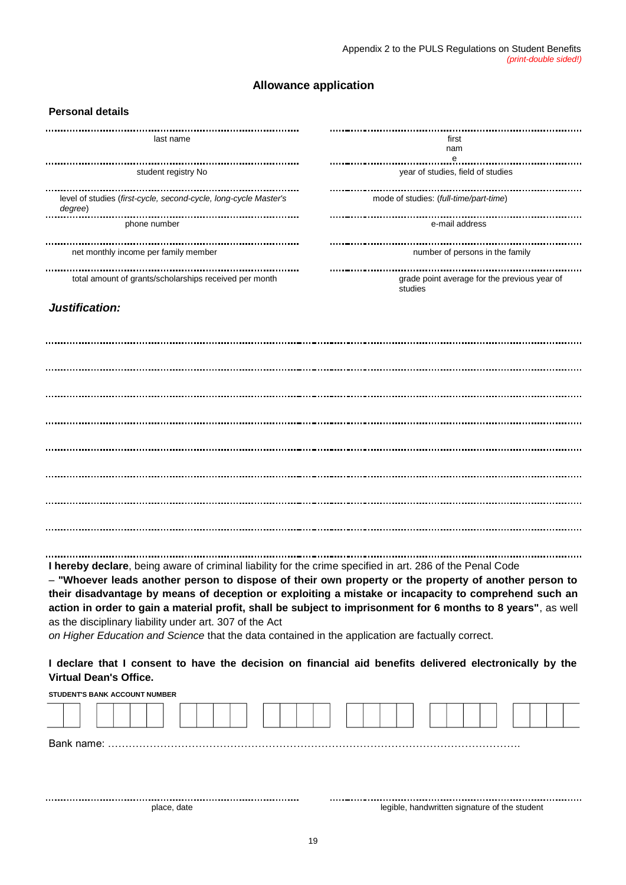Appendix 2 to the PULS Regulations on Student Benefits
*(print-double sided!)*

## Allowance application

### Personal details

| | |
|---|---|
| ........................................ | ........................................ |
| last name | first name |
| ........................................ | ........................................ |
| student registry No | year of studies, field of studies |
| ........................................ | ........................................ |
| level of studies (*first-cycle, second-cycle, long-cycle Master's degree*) | mode of studies: (*full-time/part-time*) |
| ........................................ | ........................................ |
| phone number | e-mail address |
| ........................................ | ........................................ |
| net monthly income per family member | number of persons in the family |
| ........................................ | ........................................ |
| total amount of grants/scholarships received per month | grade point average for the previous year of studies |

***Justification:***

..............................................................................................................................................................

..............................................................................................................................................................

..............................................................................................................................................................

..............................................................................................................................................................

..............................................................................................................................................................

..............................................................................................................................................................

..............................................................................................................................................................

..............................................................................................................................................................

..............................................................................................................................................................

**I hereby declare**, being aware of criminal liability for the crime specified in art. 286 of the Penal Code – **"Whoever leads another person to dispose of their own property or the property of another person to their disadvantage by means of deception or exploiting a mistake or incapacity to comprehend such an action in order to gain a material profit, shall be subject to imprisonment for 6 months to 8 years"**, as well as the disciplinary liability under art. 307 of the Act *on Higher Education and Science* that the data contained in the application are factually correct.

**I declare that I consent to have the decision on financial aid benefits delivered electronically by the Virtual Dean's Office.**

**STUDENT'S BANK ACCOUNT NUMBER**

| | | | | | | | | | | | | | | | | | | | | | | | | | |
|---|---|---|---|---|---|---|---|---|---|---|---|---|---|---|---|---|---|---|---|---|---|---|---|---|---|
| | | | | | | | | | | | | | | | | | | | | | | | | | |

Bank name: ..........................................................................................................

| | |
|---|---|
| ........................................ | ........................................ |
| place, date | legible, handwritten signature of the student |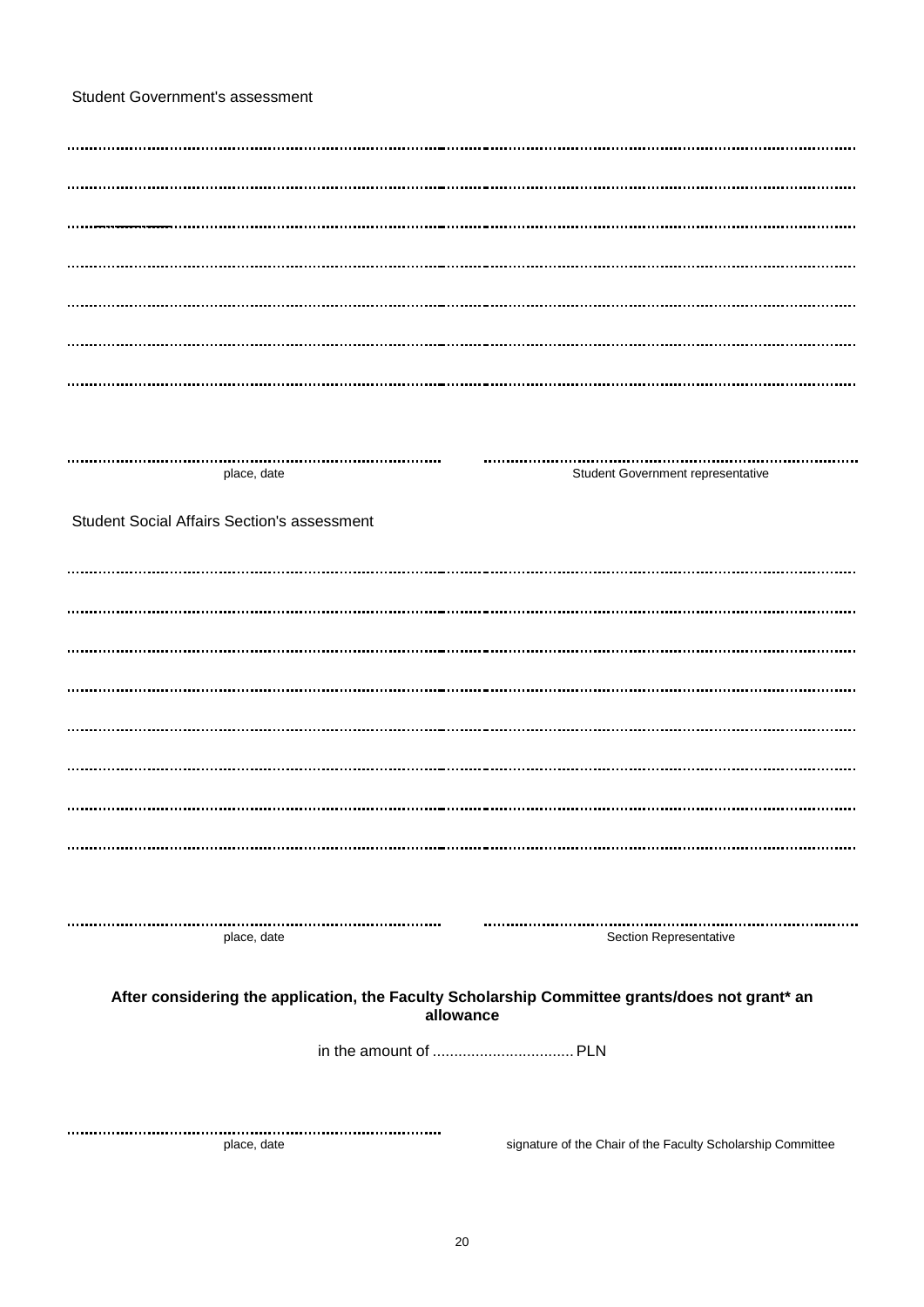Student Government's assessment

..........................................................................................................................................................................................

..........................................................................................................................................................................................

..........................................................................................................................................................................................

..........................................................................................................................................................................................

..........................................................................................................................................................................................

..........................................................................................................................................................................................

..........................................................................................................................................................................................

| ........................................................................ | ........................................................................ |
|---|---|
| place, date | Student Government representative |

Student Social Affairs Section's assessment

..........................................................................................................................................................................................

..........................................................................................................................................................................................

..........................................................................................................................................................................................

..........................................................................................................................................................................................

..........................................................................................................................................................................................

..........................................................................................................................................................................................

..........................................................................................................................................................................................

..........................................................................................................................................................................................

| ........................................................................ | ........................................................................ |
|---|---|
| place, date | Section Representative |

**After considering the application, the Faculty Scholarship Committee grants/does not grant* an allowance**

in the amount of ................................ PLN

| ........................................................................ | |
|---|---|
| place, date | signature of the Chair of the Faculty Scholarship Committee |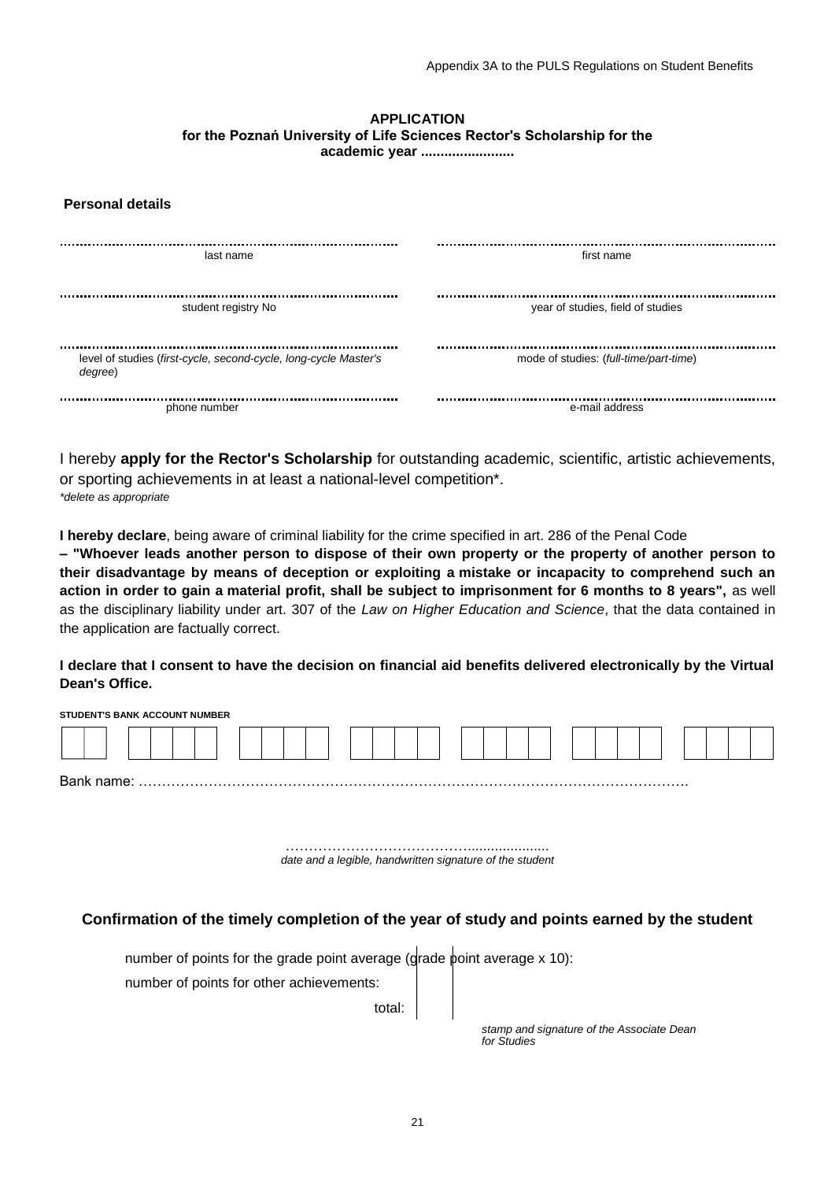Appendix 3A to the PULS Regulations on Student Benefits

**APPLICATION**
**for the Poznań University of Life Sciences Rector's Scholarship for the academic year ........................**

**Personal details**

| ........................................................................ | ........................................................................ |
|---|---|
| last name | first name |
| ........................................................................ | ........................................................................ |
| student registry No | year of studies, field of studies |
| ........................................................................ | ........................................................................ |
| level of studies (*first-cycle, second-cycle, long-cycle Master's degree*) | mode of studies: (*full-time/part-time*) |
| ........................................................................ | ........................................................................ |
| phone number | e-mail address |

I hereby **apply for the Rector's Scholarship** for outstanding academic, scientific, artistic achievements, or sporting achievements in at least a national-level competition*.
*\*delete as appropriate*

**I hereby declare**, being aware of criminal liability for the crime specified in art. 286 of the Penal Code **– "Whoever leads another person to dispose of their own property or the property of another person to their disadvantage by means of deception or exploiting a mistake or incapacity to comprehend such an action in order to gain a material profit, shall be subject to imprisonment for 6 months to 8 years",** as well as the disciplinary liability under art. 307 of the *Law on Higher Education and Science*, that the data contained in the application are factually correct.

**I declare that I consent to have the decision on financial aid benefits delivered electronically by the Virtual Dean's Office.**

**STUDENT'S BANK ACCOUNT NUMBER**

| | | | | | | | | | | | | | | | | | | | | | | | | | |
|---|---|---|---|---|---|---|---|---|---|---|---|---|---|---|---|---|---|---|---|---|---|---|---|---|---|
| | | | | | | | | | | | | | | | | | | | | | | | | | |

Bank name: ……………………………………………………………………………………………………….

……………………………………....................
*date and a legible, handwritten signature of the student*

## Confirmation of the timely completion of the year of study and points earned by the student

| | |
|---|---|
| number of points for the grade point average (grade point average x 10): | |
| number of points for other achievements: | |
| total: | |

*stamp and signature of the Associate Dean for Studies*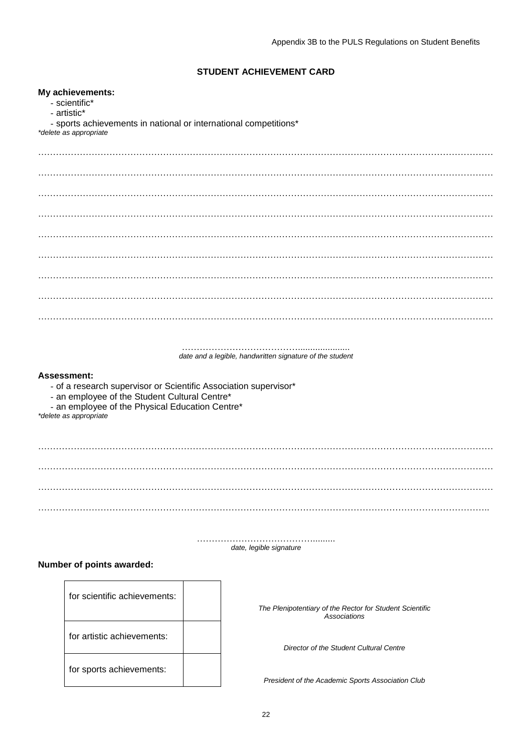Appendix 3B to the PULS Regulations on Student Benefits

## STUDENT ACHIEVEMENT CARD

**My achievements:**

- scientific*
- artistic*
- sports achievements in national or international competitions*

*\*delete as appropriate*

…………………………………………………………………………………………………………………………………

…………………………………………………………………………………………………………………………………

…………………………………………………………………………………………………………………………………

…………………………………………………………………………………………………………………………………

…………………………………………………………………………………………………………………………………

…………………………………………………………………………………………………………………………………

…………………………………………………………………………………………………………………………………

…………………………………………………………………………………………………………………………………

…………………………………………………………………………………………………………………………………

………………………………………....................

*date and a legible, handwritten signature of the student*

**Assessment:**

- of a research supervisor or Scientific Association supervisor*
- an employee of the Student Cultural Centre*
- an employee of the Physical Education Centre*

*\*delete as appropriate*

…………………………………………………………………………………………………………………………………

…………………………………………………………………………………………………………………………………

…………………………………………………………………………………………………………………………………

………………………………………………………………………………………………………………………………..

………………………………………........

*date, legible signature*

**Number of points awarded:**

| | | |
|---|---|---|
| for scientific achievements: | | *The Plenipotentiary of the Rector for Student Scientific Associations* |
| for artistic achievements: | | *Director of the Student Cultural Centre* |
| for sports achievements: | | *President of the Academic Sports Association Club* |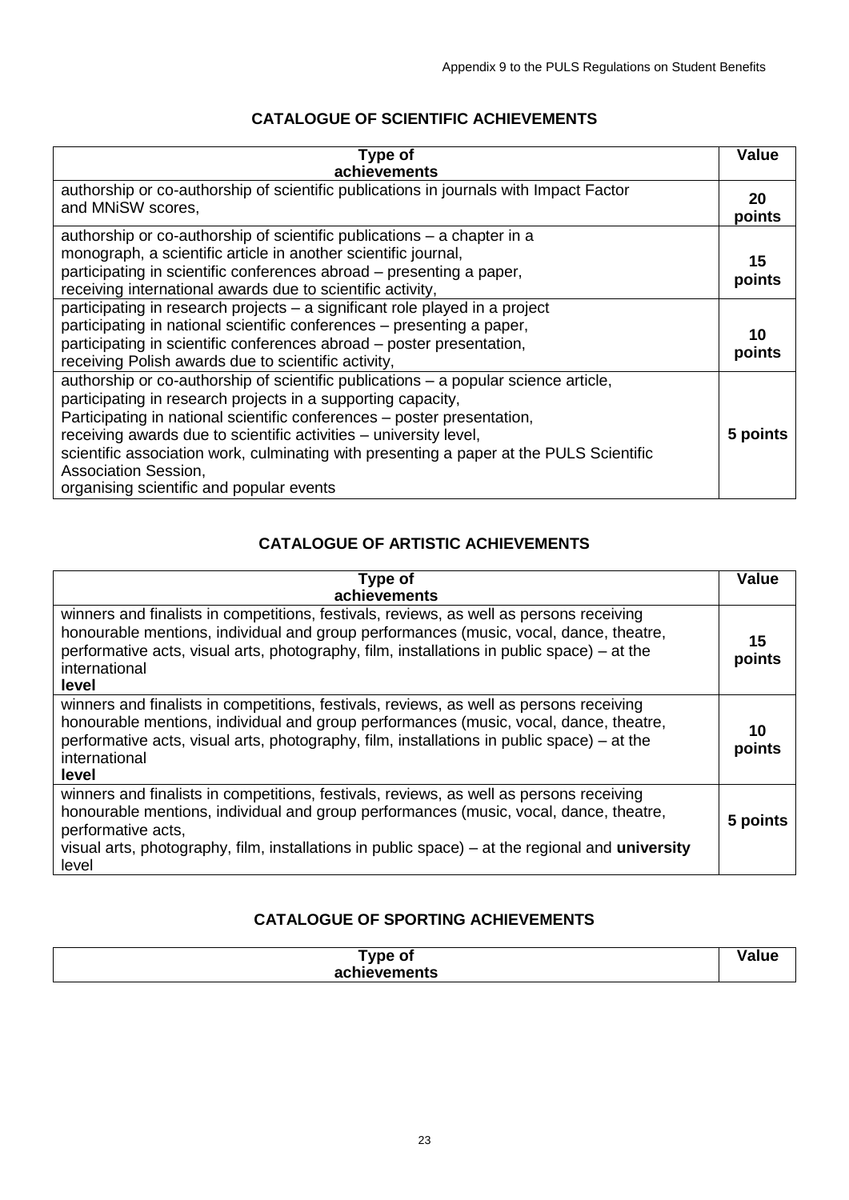## CATALOGUE OF SCIENTIFIC ACHIEVEMENTS

| Type of achievements | Value |
|---|---|
| authorship or co-authorship of scientific publications in journals with Impact Factor and MNiSW scores, | **20 points** |
| authorship or co-authorship of scientific publications – a chapter in a monograph, a scientific article in another scientific journal,<br>participating in scientific conferences abroad – presenting a paper,<br>receiving international awards due to scientific activity, | **15 points** |
| participating in research projects – a significant role played in a project<br>participating in national scientific conferences – presenting a paper,<br>participating in scientific conferences abroad – poster presentation,<br>receiving Polish awards due to scientific activity, | **10 points** |
| authorship or co-authorship of scientific publications – a popular science article,<br>participating in research projects in a supporting capacity,<br>Participating in national scientific conferences – poster presentation,<br>receiving awards due to scientific activities – university level,<br>scientific association work, culminating with presenting a paper at the PULS Scientific Association Session,<br>organising scientific and popular events | **5 points** |

## CATALOGUE OF ARTISTIC ACHIEVEMENTS

| Type of achievements | Value |
|---|---|
| winners and finalists in competitions, festivals, reviews, as well as persons receiving honourable mentions, individual and group performances (music, vocal, dance, theatre, performative acts, visual arts, photography, film, installations in public space) – at the international **level** | **15 points** |
| winners and finalists in competitions, festivals, reviews, as well as persons receiving honourable mentions, individual and group performances (music, vocal, dance, theatre, performative acts, visual arts, photography, film, installations in public space) – at the international **level** | **10 points** |
| winners and finalists in competitions, festivals, reviews, as well as persons receiving honourable mentions, individual and group performances (music, vocal, dance, theatre, performative acts, visual arts, photography, film, installations in public space) – at the regional and **university** level | **5 points** |

## CATALOGUE OF SPORTING ACHIEVEMENTS

| Type of achievements | Value |
|---|---|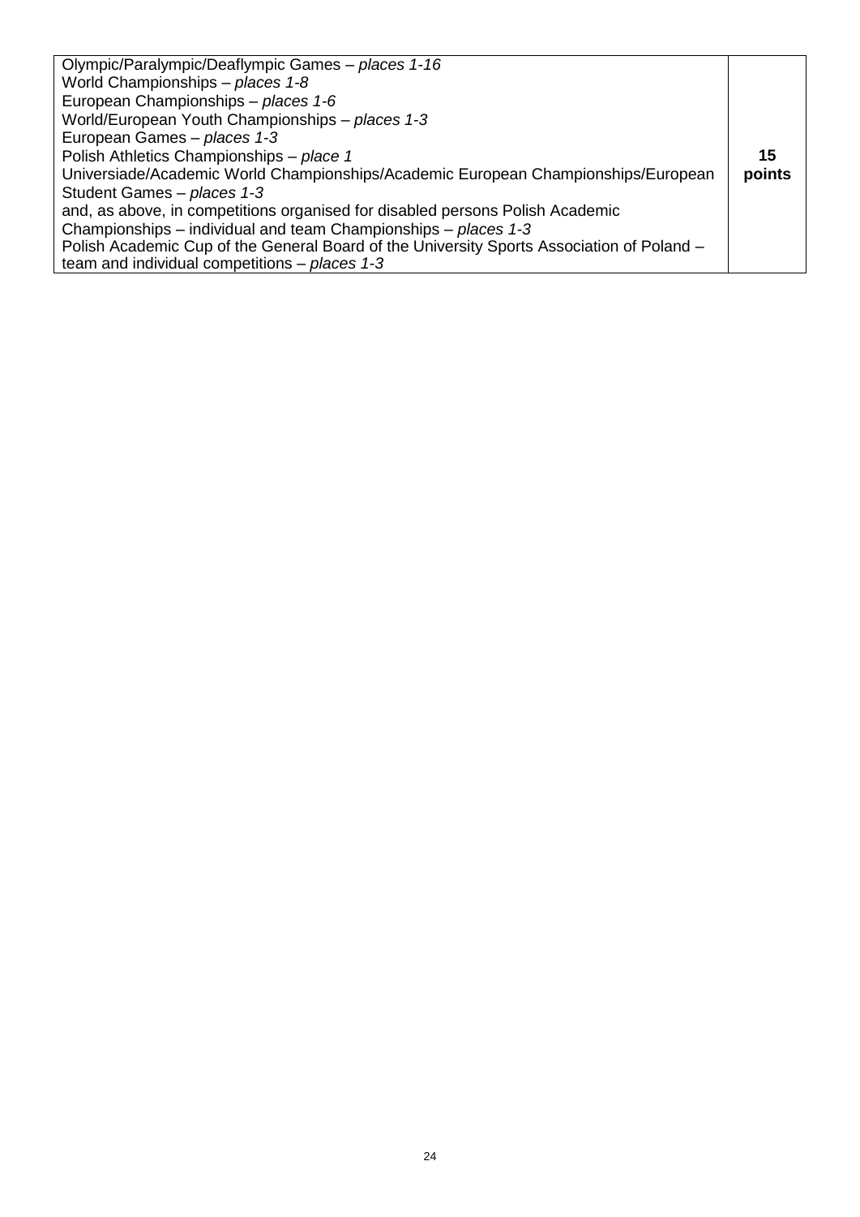| | |
|---|---|
| Olympic/Paralympic/Deaflympic Games – *places 1-16*<br>World Championships – *places 1-8*<br>European Championships – *places 1-6*<br>World/European Youth Championships – *places 1-3*<br>European Games – *places 1-3*<br>Polish Athletics Championships – *place 1*<br>Universiade/Academic World Championships/Academic European Championships/European Student Games – *places 1-3*<br>and, as above, in competitions organised for disabled persons Polish Academic Championships – individual and team Championships – *places 1-3*<br>Polish Academic Cup of the General Board of the University Sports Association of Poland – team and individual competitions – *places 1-3* | **15 points** |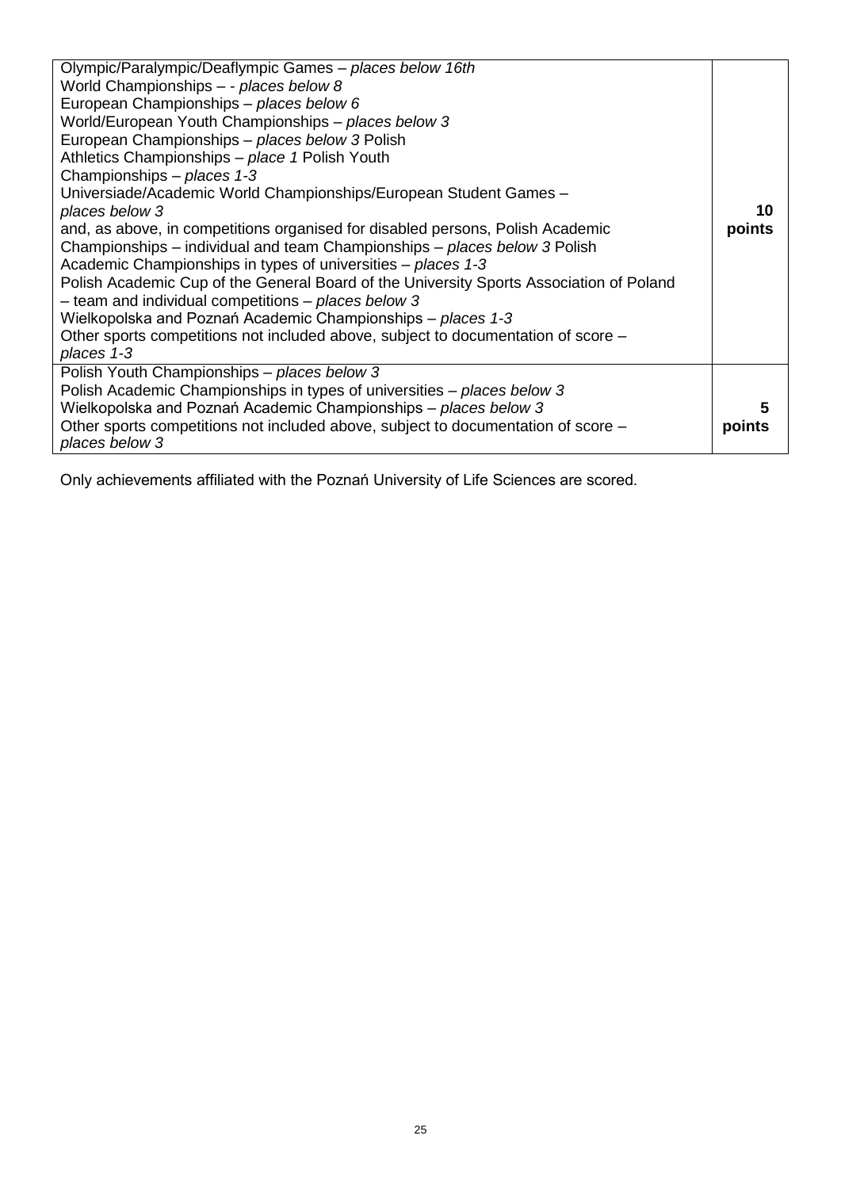| | |
|---|---|
| Olympic/Paralympic/Deaflympic Games – *places below 16th*<br>World Championships – - *places below 8*<br>European Championships – *places below 6*<br>World/European Youth Championships – *places below 3*<br>European Championships – *places below 3* Polish<br>Athletics Championships – *place 1* Polish Youth<br>Championships – *places 1-3*<br>Universiade/Academic World Championships/European Student Games – *places below 3*<br>and, as above, in competitions organised for disabled persons, Polish Academic Championships – individual and team Championships – *places below 3* Polish Academic Championships in types of universities – *places 1-3*<br>Polish Academic Cup of the General Board of the University Sports Association of Poland – team and individual competitions – *places below 3*<br>Wielkopolska and Poznań Academic Championships – *places 1-3*<br>Other sports competitions not included above, subject to documentation of score – *places 1-3* | **10 points** |
| Polish Youth Championships – *places below 3*<br>Polish Academic Championships in types of universities – *places below 3*<br>Wielkopolska and Poznań Academic Championships – *places below 3*<br>Other sports competitions not included above, subject to documentation of score – *places below 3* | **5 points** |

Only achievements affiliated with the Poznań University of Life Sciences are scored.